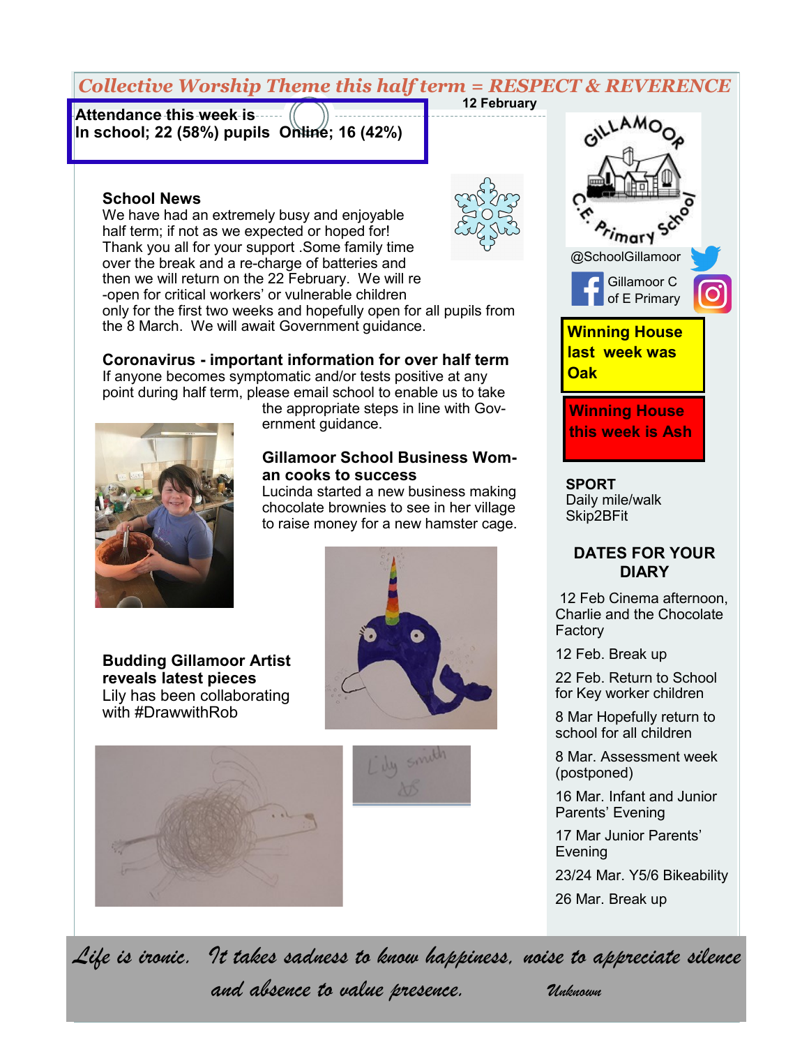*Collective Worship Theme this half term = RESPECT & REVERENCE*

**12 February**

**Attendance this week is**
**In school; 22 (58%) pupils Online; 16 (42%)**

### School News

We have had an extremely busy and enjoyable half term; if not as we expected or hoped for! Thank you all for your support .Some family time over the break and a re-charge of batteries and then we will return on the 22 February. We will re-open for critical workers' or vulnerable children only for the first two weeks and hopefully open for all pupils from the 8 March. We will await Government guidance.

### Coronavirus - important information for over half term

If anyone becomes symptomatic and/or tests positive at any point during half term, please email school to enable us to take the appropriate steps in line with Government guidance.

### Gillamoor School Business Woman cooks to success

Lucinda started a new business making chocolate brownies to see in her village to raise money for a new hamster cage.

### Budding Gillamoor Artist reveals latest pieces

Lily has been collaborating with #DrawwithRob

GILLAMOOR C.E. Primary School

@SchoolGillamoor

Gillamoor C of E Primary

**Winning House last week was Oak**

**Winning House this week is Ash**

**SPORT**
Daily mile/walk
Skip2BFit

### DATES FOR YOUR DIARY

12 Feb Cinema afternoon, Charlie and the Chocolate Factory

12 Feb. Break up

22 Feb. Return to School for Key worker children

8 Mar Hopefully return to school for all children

8 Mar. Assessment week (postponed)

16 Mar. Infant and Junior Parents' Evening

17 Mar Junior Parents' Evening

23/24 Mar. Y5/6 Bikeability

26 Mar. Break up

*Life is ironic. It takes sadness to know happiness, noise to appreciate silence and absence to value presence.* *Unknown*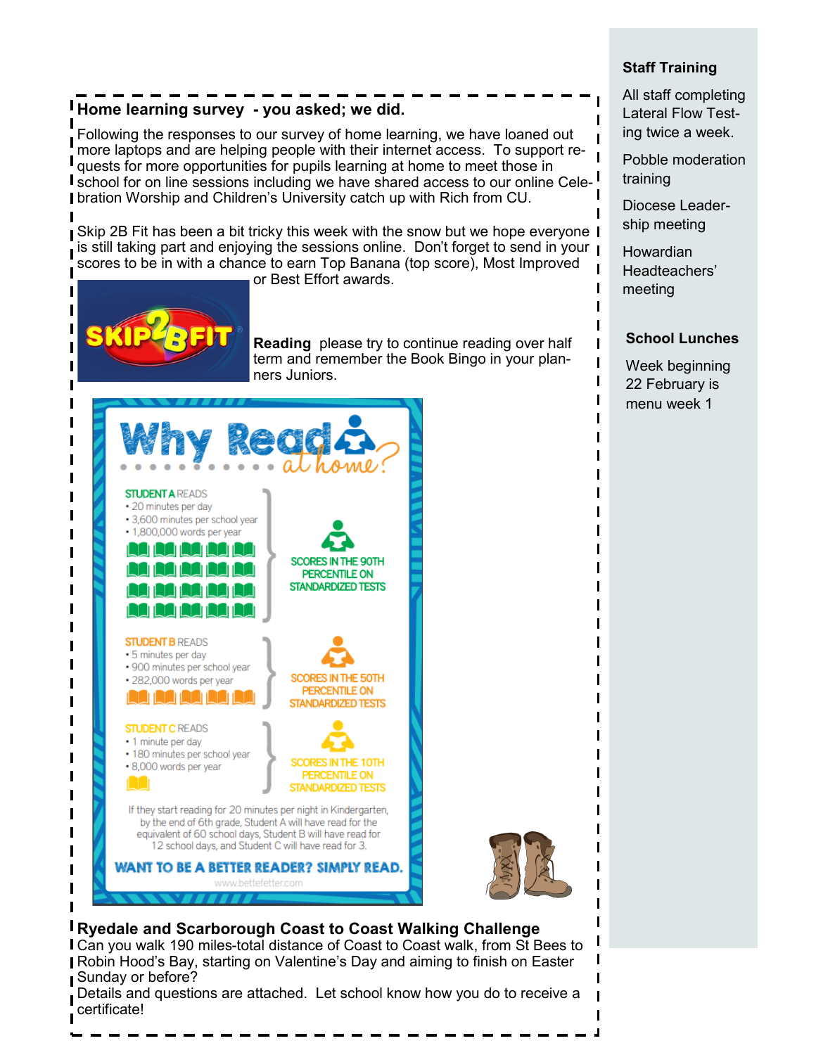## Home learning survey - you asked; we did.

Following the responses to our survey of home learning, we have loaned out more laptops and are helping people with their internet access. To support requests for more opportunities for pupils learning at home to meet those in school for on line sessions including we have shared access to our online Celebration Worship and Children's University catch up with Rich from CU.

Skip 2B Fit has been a bit tricky this week with the snow but we hope everyone is still taking part and enjoying the sessions online. Don't forget to send in your scores to be in with a chance to earn Top Banana (top score), Most Improved or Best Effort awards.

**Reading** please try to continue reading over half term and remember the Book Bingo in your planners Juniors.

## Why Read at home?

**STUDENT A READS**
- 20 minutes per day
- 3,600 minutes per school year
- 1,800,000 words per year

SCORES IN THE 90TH PERCENTILE ON STANDARDIZED TESTS

**STUDENT B READS**
- 5 minutes per day
- 900 minutes per school year
- 282,000 words per year

SCORES IN THE 50TH PERCENTILE ON STANDARDIZED TESTS

**STUDENT C READS**
- 1 minute per day
- 180 minutes per school year
- 8,000 words per year

SCORES IN THE 10TH PERCENTILE ON STANDARDIZED TESTS

If they start reading for 20 minutes per night in Kindergarten, by the end of 6th grade, Student A will have read for the equivalent of 60 school days, Student B will have read for 12 school days, and Student C will have read for 3.

**WANT TO BE A BETTER READER? SIMPLY READ.**

www.bettefetter.com

## Ryedale and Scarborough Coast to Coast Walking Challenge

Can you walk 190 miles-total distance of Coast to Coast walk, from St Bees to Robin Hood's Bay, starting on Valentine's Day and aiming to finish on Easter Sunday or before?

Details and questions are attached. Let school know how you do to receive a certificate!

### Staff Training

All staff completing Lateral Flow Testing twice a week.

Pobble moderation training

Diocese Leadership meeting

Howardian Headteachers' meeting

### School Lunches

Week beginning 22 February is menu week 1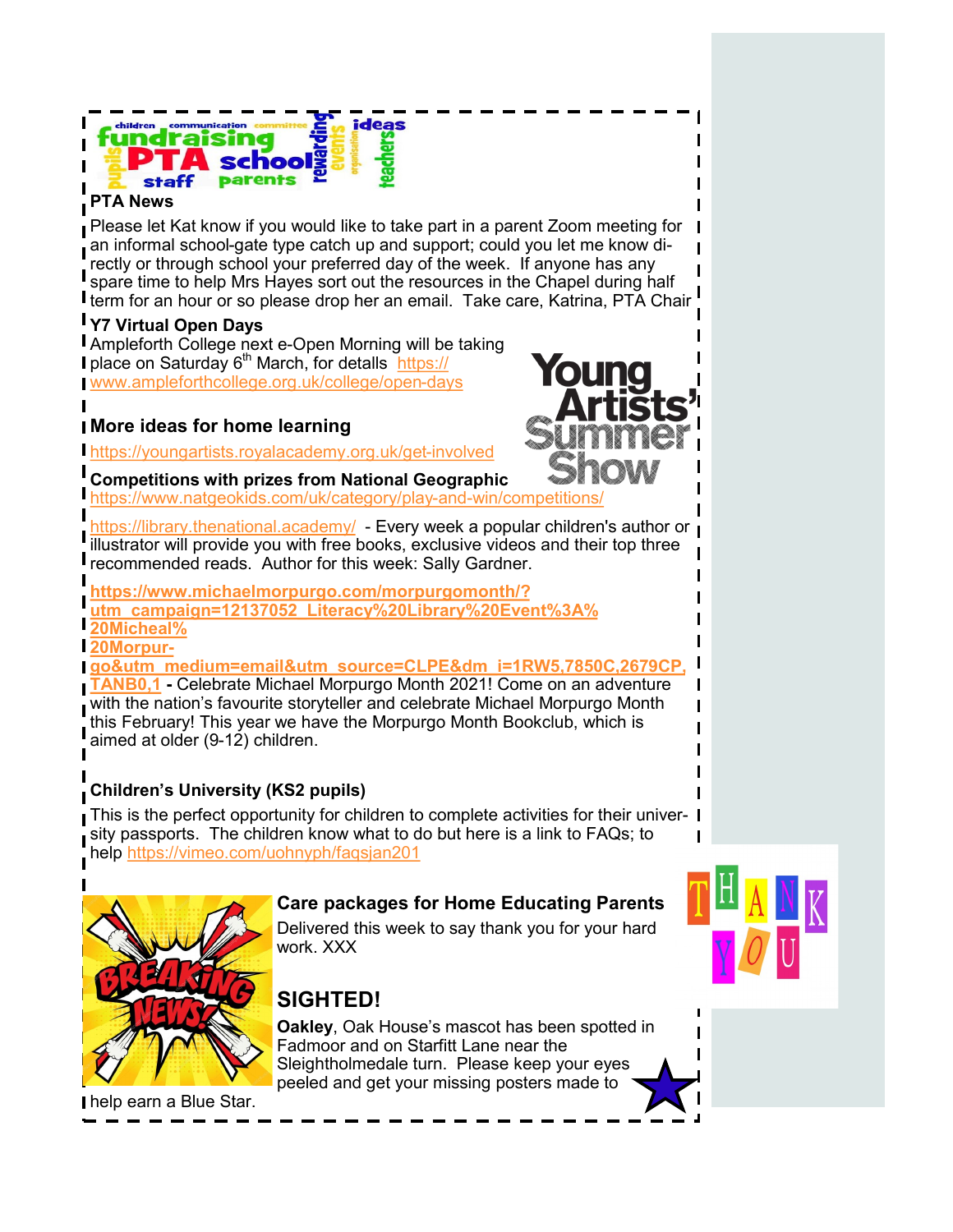## PTA News

Please let Kat know if you would like to take part in a parent Zoom meeting for an informal school-gate type catch up and support; could you let me know directly or through school your preferred day of the week. If anyone has any spare time to help Mrs Hayes sort out the resources in the Chapel during half term for an hour or so please drop her an email. Take care, Katrina, PTA Chair

## Y7 Virtual Open Days

Ampleforth College next e-Open Morning will be taking place on Saturday 6th March, for details https://www.ampleforthcollege.org.uk/college/open-days

## More ideas for home learning

https://youngartists.royalacademy.org.uk/get-involved

**Competitions with prizes from National Geographic**

https://www.natgeokids.com/uk/category/play-and-win/competitions/

https://library.thenational.academy/ - Every week a popular children's author or illustrator will provide you with free books, exclusive videos and their top three recommended reads. Author for this week: Sally Gardner.

**https://www.michaelmorpurgo.com/morpurgomonth/?utm_campaign=12137052_Literacy%20Library%20Event%3A%20Micheal%20Morpurgo&utm_medium=email&utm_source=CLPE&dm_i=1RW5,7850C,2679CP,TANB0,1** - Celebrate Michael Morpurgo Month 2021! Come on an adventure with the nation's favourite storyteller and celebrate Michael Morpurgo Month this February! This year we have the Morpurgo Month Bookclub, which is aimed at older (9-12) children.

## Children's University (KS2 pupils)

This is the perfect opportunity for children to complete activities for their university passports. The children know what to do but here is a link to FAQs; to help https://vimeo.com/uohnyph/faqsjan201

## Care packages for Home Educating Parents

Delivered this week to say thank you for your hard work. XXX

## SIGHTED!

**Oakley**, Oak House's mascot has been spotted in Fadmoor and on Starfitt Lane near the Sleightholmedale turn. Please keep your eyes peeled and get your missing posters made to help earn a Blue Star.